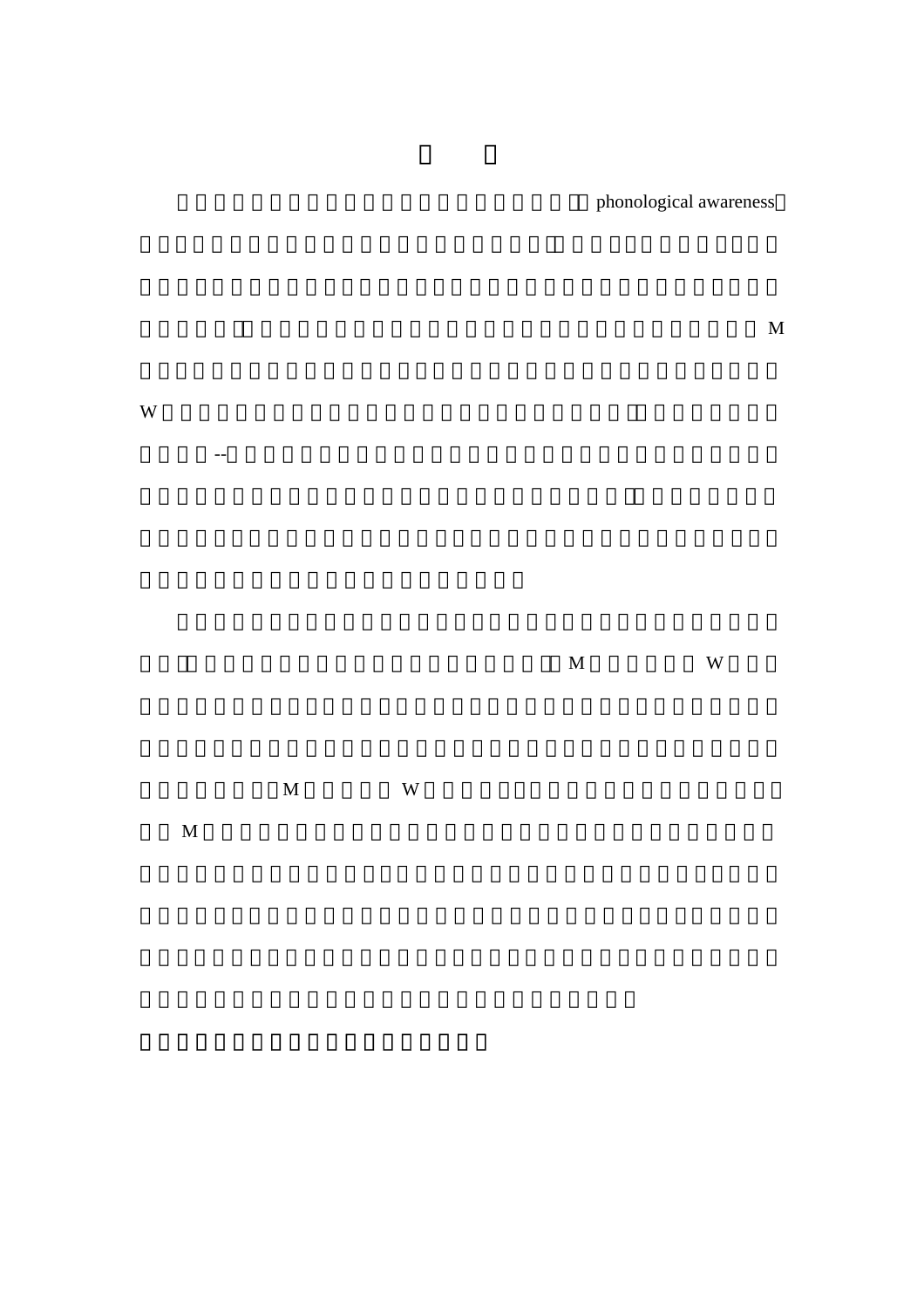phonological awareness



 $\mathbf M$ 

 $M$